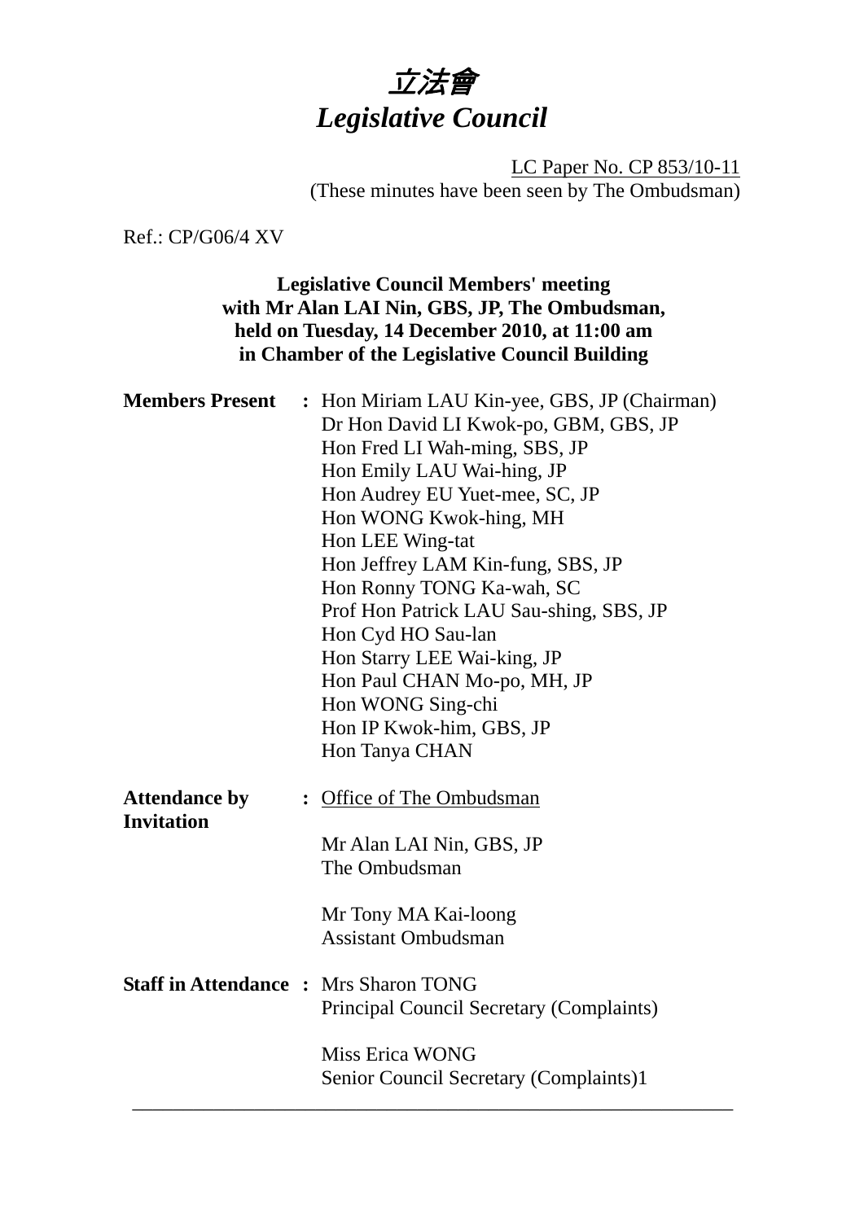# 立法會
# *Legislative Council*

LC Paper No. CP 853/10-11
(These minutes have been seen by The Ombudsman)

Ref.: CP/G06/4 XV

**Legislative Council Members' meeting with Mr Alan LAI Nin, GBS, JP, The Ombudsman, held on Tuesday, 14 December 2010, at 11:00 am in Chamber of the Legislative Council Building**

**Members Present** : Hon Miriam LAU Kin-yee, GBS, JP (Chairman)
Dr Hon David LI Kwok-po, GBM, GBS, JP
Hon Fred LI Wah-ming, SBS, JP
Hon Emily LAU Wai-hing, JP
Hon Audrey EU Yuet-mee, SC, JP
Hon WONG Kwok-hing, MH
Hon LEE Wing-tat
Hon Jeffrey LAM Kin-fung, SBS, JP
Hon Ronny TONG Ka-wah, SC
Prof Hon Patrick LAU Sau-shing, SBS, JP
Hon Cyd HO Sau-lan
Hon Starry LEE Wai-king, JP
Hon Paul CHAN Mo-po, MH, JP
Hon WONG Sing-chi
Hon IP Kwok-him, GBS, JP
Hon Tanya CHAN

**Attendance by Invitation** : Office of The Ombudsman

Mr Alan LAI Nin, GBS, JP
The Ombudsman

Mr Tony MA Kai-loong
Assistant Ombudsman

**Staff in Attendance** : Mrs Sharon TONG
Principal Council Secretary (Complaints)

Miss Erica WONG
Senior Council Secretary (Complaints)1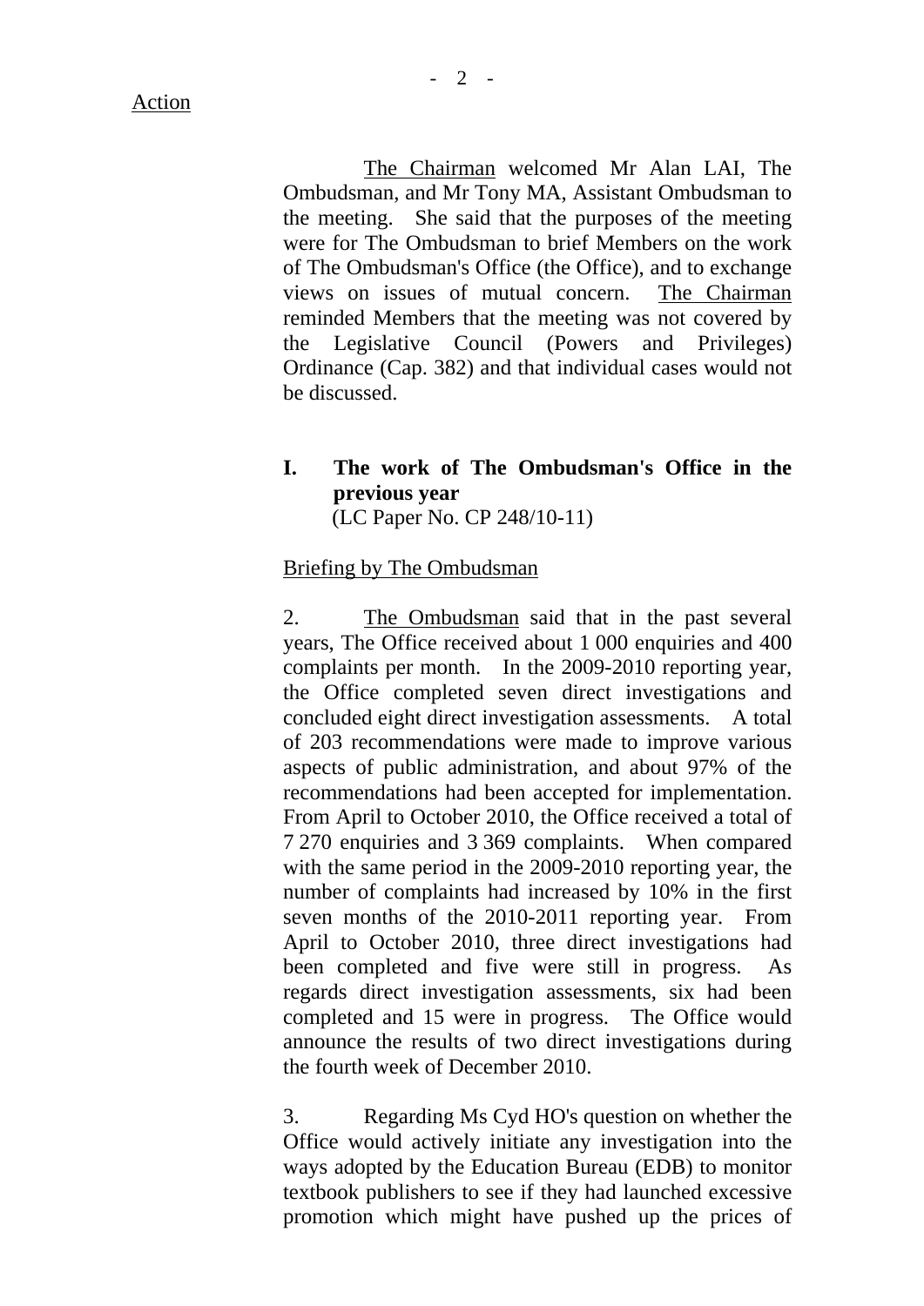Action

The Chairman welcomed Mr Alan LAI, The Ombudsman, and Mr Tony MA, Assistant Ombudsman to the meeting. She said that the purposes of the meeting were for The Ombudsman to brief Members on the work of The Ombudsman's Office (the Office), and to exchange views on issues of mutual concern. The Chairman reminded Members that the meeting was not covered by the Legislative Council (Powers and Privileges) Ordinance (Cap. 382) and that individual cases would not be discussed.

**I. The work of The Ombudsman's Office in the previous year**
(LC Paper No. CP 248/10-11)

Briefing by The Ombudsman

2. The Ombudsman said that in the past several years, The Office received about 1 000 enquiries and 400 complaints per month. In the 2009-2010 reporting year, the Office completed seven direct investigations and concluded eight direct investigation assessments. A total of 203 recommendations were made to improve various aspects of public administration, and about 97% of the recommendations had been accepted for implementation. From April to October 2010, the Office received a total of 7 270 enquiries and 3 369 complaints. When compared with the same period in the 2009-2010 reporting year, the number of complaints had increased by 10% in the first seven months of the 2010-2011 reporting year. From April to October 2010, three direct investigations had been completed and five were still in progress. As regards direct investigation assessments, six had been completed and 15 were in progress. The Office would announce the results of two direct investigations during the fourth week of December 2010.

3. Regarding Ms Cyd HO's question on whether the Office would actively initiate any investigation into the ways adopted by the Education Bureau (EDB) to monitor textbook publishers to see if they had launched excessive promotion which might have pushed up the prices of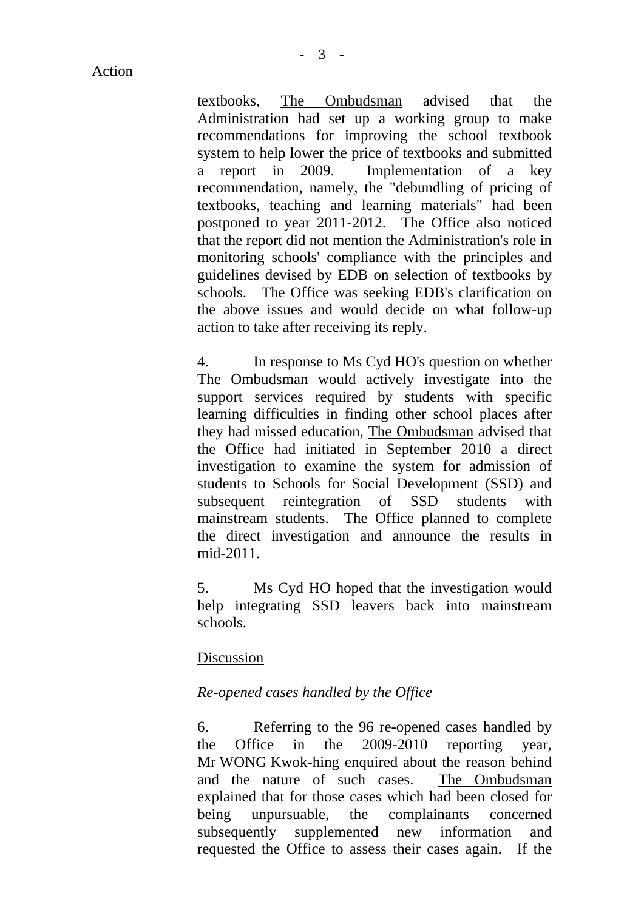Action

textbooks, The Ombudsman advised that the Administration had set up a working group to make recommendations for improving the school textbook system to help lower the price of textbooks and submitted a report in 2009. Implementation of a key recommendation, namely, the "debundling of pricing of textbooks, teaching and learning materials" had been postponed to year 2011-2012. The Office also noticed that the report did not mention the Administration's role in monitoring schools' compliance with the principles and guidelines devised by EDB on selection of textbooks by schools. The Office was seeking EDB's clarification on the above issues and would decide on what follow-up action to take after receiving its reply.

4. In response to Ms Cyd HO's question on whether The Ombudsman would actively investigate into the support services required by students with specific learning difficulties in finding other school places after they had missed education, The Ombudsman advised that the Office had initiated in September 2010 a direct investigation to examine the system for admission of students to Schools for Social Development (SSD) and subsequent reintegration of SSD students with mainstream students. The Office planned to complete the direct investigation and announce the results in mid-2011.

5. Ms Cyd HO hoped that the investigation would help integrating SSD leavers back into mainstream schools.

Discussion

*Re-opened cases handled by the Office*

6. Referring to the 96 re-opened cases handled by the Office in the 2009-2010 reporting year, Mr WONG Kwok-hing enquired about the reason behind and the nature of such cases. The Ombudsman explained that for those cases which had been closed for being unpursuable, the complainants concerned subsequently supplemented new information and requested the Office to assess their cases again. If the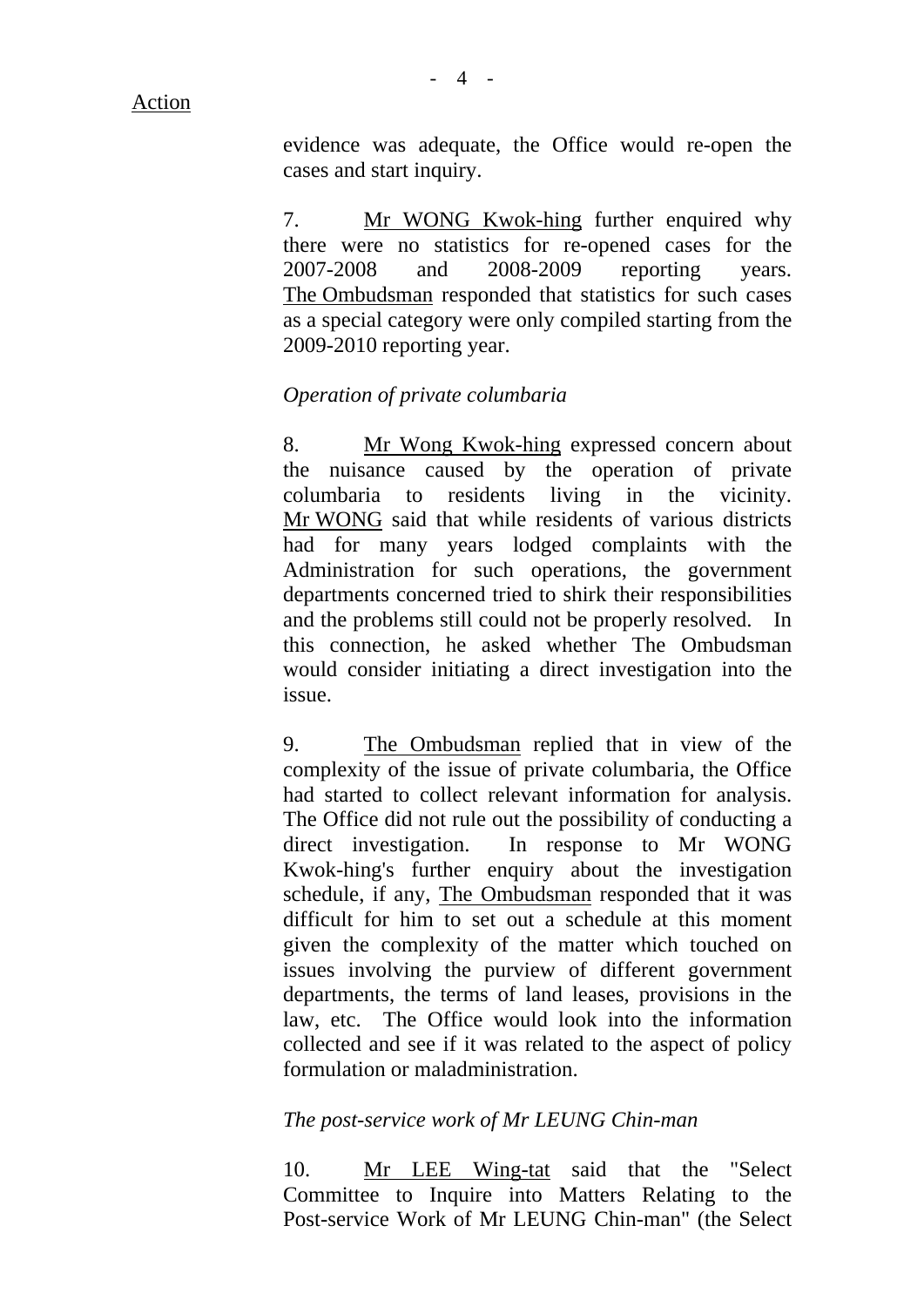Action

evidence was adequate, the Office would re-open the cases and start inquiry.

7. Mr WONG Kwok-hing further enquired why there were no statistics for re-opened cases for the 2007-2008 and 2008-2009 reporting years. The Ombudsman responded that statistics for such cases as a special category were only compiled starting from the 2009-2010 reporting year.

*Operation of private columbaria*

8. Mr Wong Kwok-hing expressed concern about the nuisance caused by the operation of private columbaria to residents living in the vicinity. Mr WONG said that while residents of various districts had for many years lodged complaints with the Administration for such operations, the government departments concerned tried to shirk their responsibilities and the problems still could not be properly resolved. In this connection, he asked whether The Ombudsman would consider initiating a direct investigation into the issue.

9. The Ombudsman replied that in view of the complexity of the issue of private columbaria, the Office had started to collect relevant information for analysis. The Office did not rule out the possibility of conducting a direct investigation. In response to Mr WONG Kwok-hing's further enquiry about the investigation schedule, if any, The Ombudsman responded that it was difficult for him to set out a schedule at this moment given the complexity of the matter which touched on issues involving the purview of different government departments, the terms of land leases, provisions in the law, etc. The Office would look into the information collected and see if it was related to the aspect of policy formulation or maladministration.

*The post-service work of Mr LEUNG Chin-man*

10. Mr LEE Wing-tat said that the "Select Committee to Inquire into Matters Relating to the Post-service Work of Mr LEUNG Chin-man" (the Select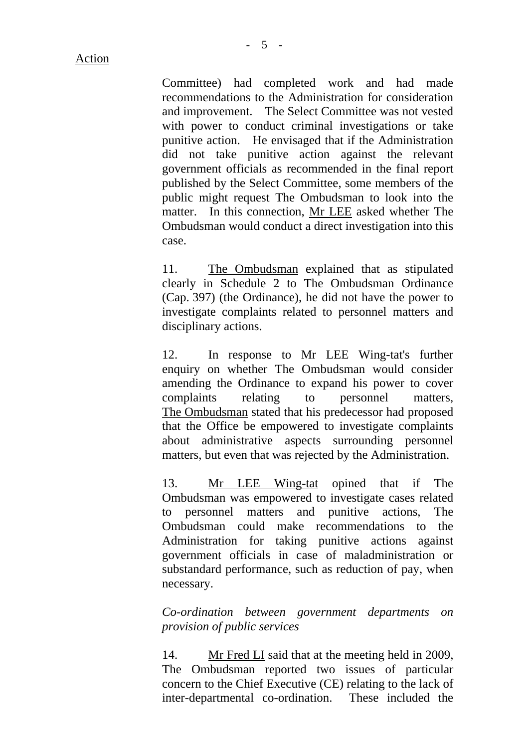Action

Committee) had completed work and had made recommendations to the Administration for consideration and improvement. The Select Committee was not vested with power to conduct criminal investigations or take punitive action. He envisaged that if the Administration did not take punitive action against the relevant government officials as recommended in the final report published by the Select Committee, some members of the public might request The Ombudsman to look into the matter. In this connection, Mr LEE asked whether The Ombudsman would conduct a direct investigation into this case.

11. The Ombudsman explained that as stipulated clearly in Schedule 2 to The Ombudsman Ordinance (Cap. 397) (the Ordinance), he did not have the power to investigate complaints related to personnel matters and disciplinary actions.

12. In response to Mr LEE Wing-tat's further enquiry on whether The Ombudsman would consider amending the Ordinance to expand his power to cover complaints relating to personnel matters, The Ombudsman stated that his predecessor had proposed that the Office be empowered to investigate complaints about administrative aspects surrounding personnel matters, but even that was rejected by the Administration.

13. Mr LEE Wing-tat opined that if The Ombudsman was empowered to investigate cases related to personnel matters and punitive actions, The Ombudsman could make recommendations to the Administration for taking punitive actions against government officials in case of maladministration or substandard performance, such as reduction of pay, when necessary.

*Co-ordination between government departments on provision of public services*

14. Mr Fred LI said that at the meeting held in 2009, The Ombudsman reported two issues of particular concern to the Chief Executive (CE) relating to the lack of inter-departmental co-ordination. These included the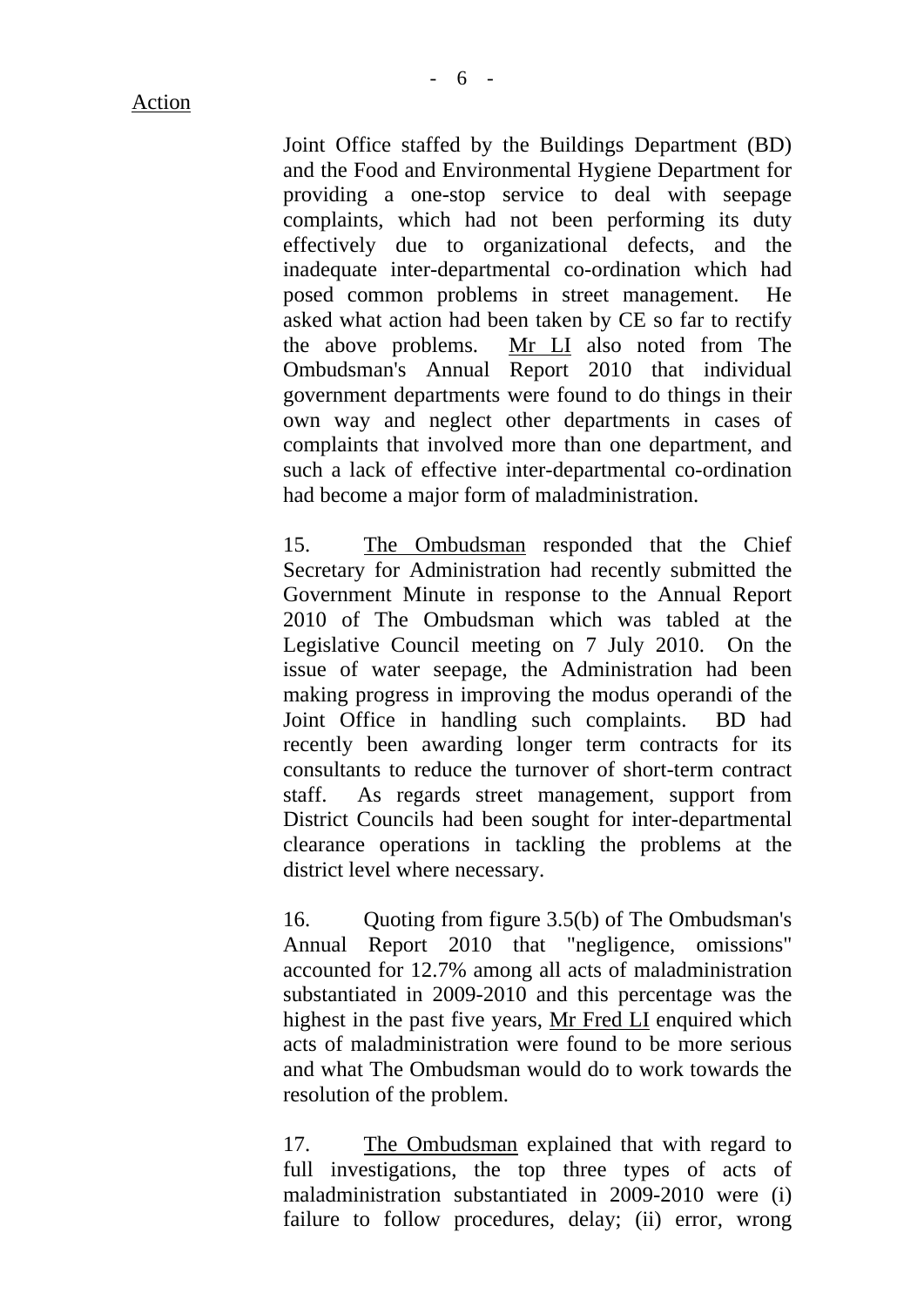Action

Joint Office staffed by the Buildings Department (BD) and the Food and Environmental Hygiene Department for providing a one-stop service to deal with seepage complaints, which had not been performing its duty effectively due to organizational defects, and the inadequate inter-departmental co-ordination which had posed common problems in street management. He asked what action had been taken by CE so far to rectify the above problems. Mr LI also noted from The Ombudsman's Annual Report 2010 that individual government departments were found to do things in their own way and neglect other departments in cases of complaints that involved more than one department, and such a lack of effective inter-departmental co-ordination had become a major form of maladministration.

15. The Ombudsman responded that the Chief Secretary for Administration had recently submitted the Government Minute in response to the Annual Report 2010 of The Ombudsman which was tabled at the Legislative Council meeting on 7 July 2010. On the issue of water seepage, the Administration had been making progress in improving the modus operandi of the Joint Office in handling such complaints. BD had recently been awarding longer term contracts for its consultants to reduce the turnover of short-term contract staff. As regards street management, support from District Councils had been sought for inter-departmental clearance operations in tackling the problems at the district level where necessary.

16. Quoting from figure 3.5(b) of The Ombudsman's Annual Report 2010 that "negligence, omissions" accounted for 12.7% among all acts of maladministration substantiated in 2009-2010 and this percentage was the highest in the past five years, Mr Fred LI enquired which acts of maladministration were found to be more serious and what The Ombudsman would do to work towards the resolution of the problem.

17. The Ombudsman explained that with regard to full investigations, the top three types of acts of maladministration substantiated in 2009-2010 were (i) failure to follow procedures, delay; (ii) error, wrong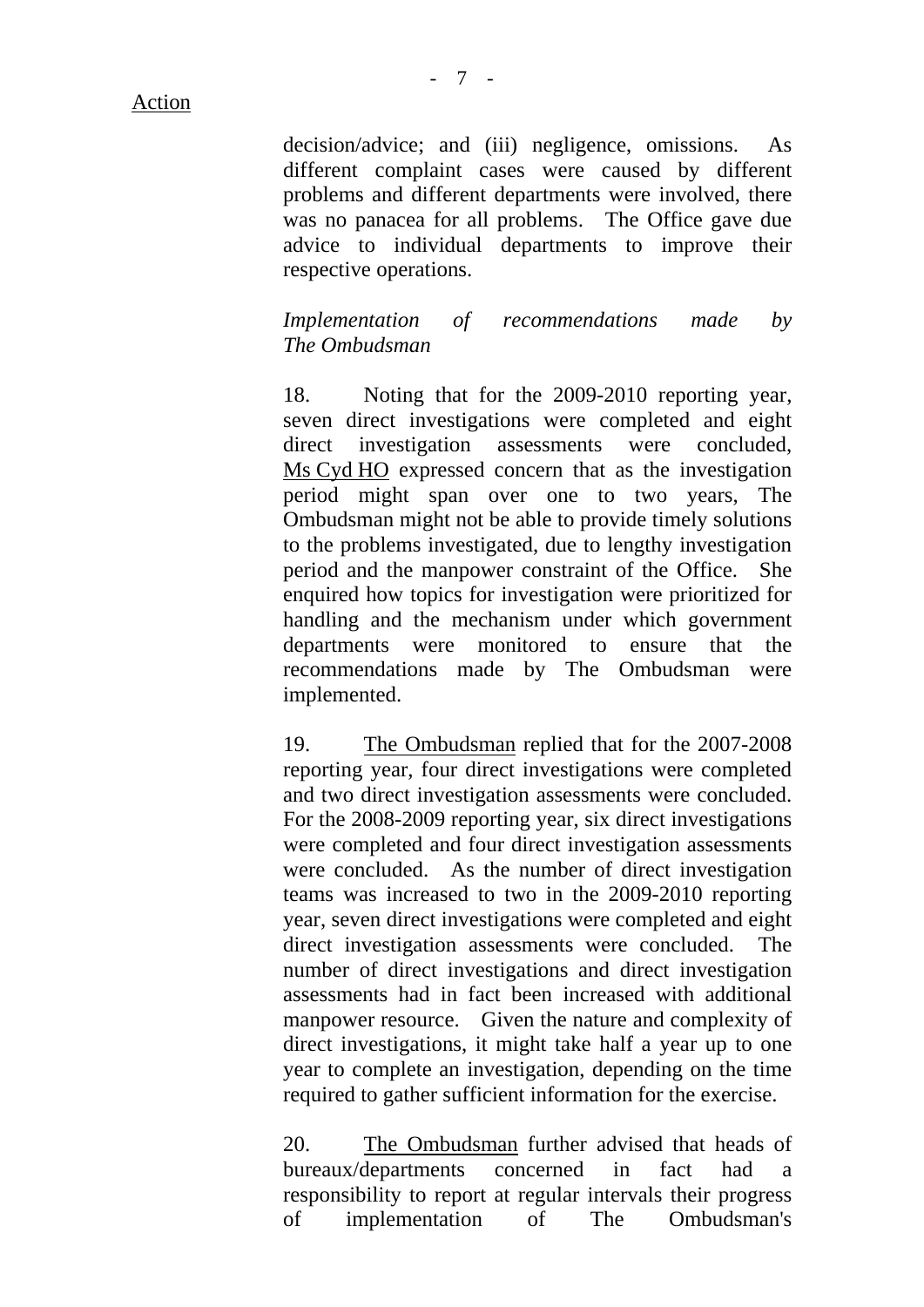Action

decision/advice; and (iii) negligence, omissions. As different complaint cases were caused by different problems and different departments were involved, there was no panacea for all problems. The Office gave due advice to individual departments to improve their respective operations.

*Implementation of recommendations made by The Ombudsman*

18. Noting that for the 2009-2010 reporting year, seven direct investigations were completed and eight direct investigation assessments were concluded, Ms Cyd HO expressed concern that as the investigation period might span over one to two years, The Ombudsman might not be able to provide timely solutions to the problems investigated, due to lengthy investigation period and the manpower constraint of the Office. She enquired how topics for investigation were prioritized for handling and the mechanism under which government departments were monitored to ensure that the recommendations made by The Ombudsman were implemented.

19. The Ombudsman replied that for the 2007-2008 reporting year, four direct investigations were completed and two direct investigation assessments were concluded. For the 2008-2009 reporting year, six direct investigations were completed and four direct investigation assessments were concluded. As the number of direct investigation teams was increased to two in the 2009-2010 reporting year, seven direct investigations were completed and eight direct investigation assessments were concluded. The number of direct investigations and direct investigation assessments had in fact been increased with additional manpower resource. Given the nature and complexity of direct investigations, it might take half a year up to one year to complete an investigation, depending on the time required to gather sufficient information for the exercise.

20. The Ombudsman further advised that heads of bureaux/departments concerned in fact had a responsibility to report at regular intervals their progress of implementation of The Ombudsman's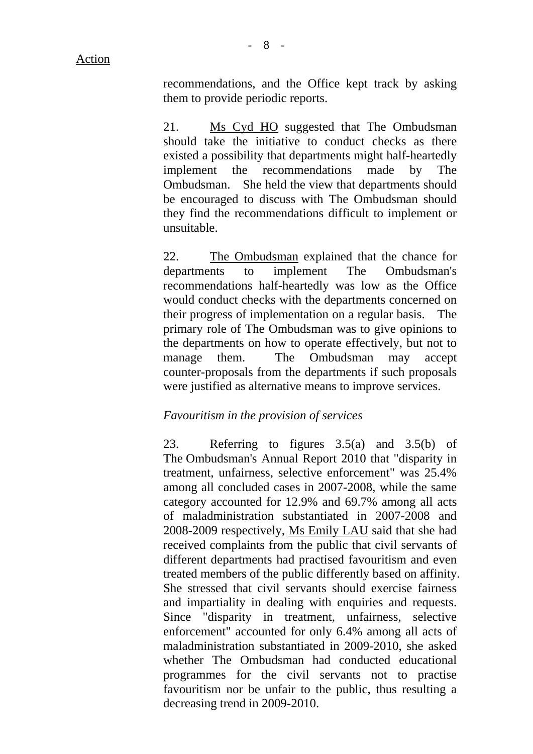Action

recommendations, and the Office kept track by asking them to provide periodic reports.

21. Ms Cyd HO suggested that The Ombudsman should take the initiative to conduct checks as there existed a possibility that departments might half-heartedly implement the recommendations made by The Ombudsman. She held the view that departments should be encouraged to discuss with The Ombudsman should they find the recommendations difficult to implement or unsuitable.

22. The Ombudsman explained that the chance for departments to implement The Ombudsman's recommendations half-heartedly was low as the Office would conduct checks with the departments concerned on their progress of implementation on a regular basis. The primary role of The Ombudsman was to give opinions to the departments on how to operate effectively, but not to manage them. The Ombudsman may accept counter-proposals from the departments if such proposals were justified as alternative means to improve services.

*Favouritism in the provision of services*

23. Referring to figures 3.5(a) and 3.5(b) of The Ombudsman's Annual Report 2010 that "disparity in treatment, unfairness, selective enforcement" was 25.4% among all concluded cases in 2007-2008, while the same category accounted for 12.9% and 69.7% among all acts of maladministration substantiated in 2007-2008 and 2008-2009 respectively, Ms Emily LAU said that she had received complaints from the public that civil servants of different departments had practised favouritism and even treated members of the public differently based on affinity. She stressed that civil servants should exercise fairness and impartiality in dealing with enquiries and requests. Since "disparity in treatment, unfairness, selective enforcement" accounted for only 6.4% among all acts of maladministration substantiated in 2009-2010, she asked whether The Ombudsman had conducted educational programmes for the civil servants not to practise favouritism nor be unfair to the public, thus resulting a decreasing trend in 2009-2010.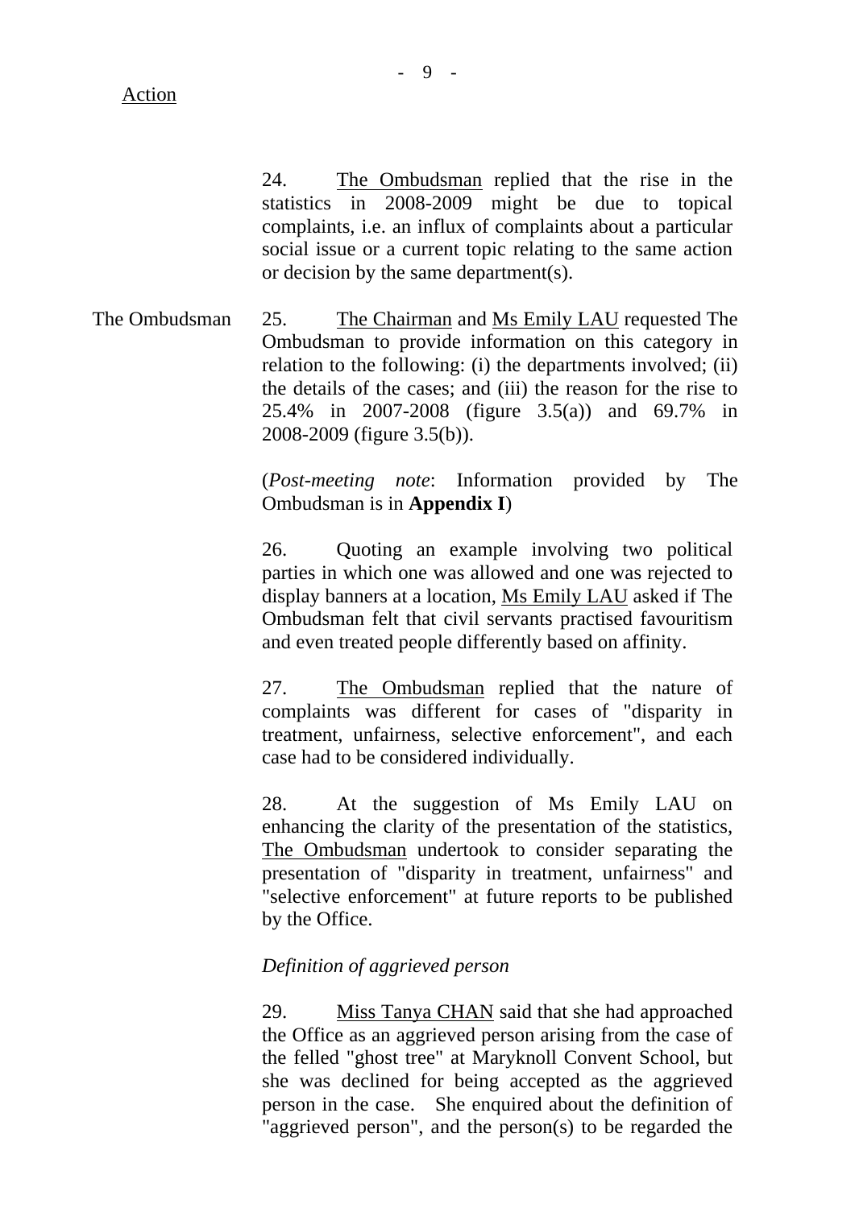Action

24. The Ombudsman replied that the rise in the statistics in 2008-2009 might be due to topical complaints, i.e. an influx of complaints about a particular social issue or a current topic relating to the same action or decision by the same department(s).

The Ombudsman

25. The Chairman and Ms Emily LAU requested The Ombudsman to provide information on this category in relation to the following: (i) the departments involved; (ii) the details of the cases; and (iii) the reason for the rise to 25.4% in 2007-2008 (figure 3.5(a)) and 69.7% in 2008-2009 (figure 3.5(b)).

(*Post-meeting note*: Information provided by The Ombudsman is in **Appendix I**)

26. Quoting an example involving two political parties in which one was allowed and one was rejected to display banners at a location, Ms Emily LAU asked if The Ombudsman felt that civil servants practised favouritism and even treated people differently based on affinity.

27. The Ombudsman replied that the nature of complaints was different for cases of "disparity in treatment, unfairness, selective enforcement", and each case had to be considered individually.

28. At the suggestion of Ms Emily LAU on enhancing the clarity of the presentation of the statistics, The Ombudsman undertook to consider separating the presentation of "disparity in treatment, unfairness" and "selective enforcement" at future reports to be published by the Office.

*Definition of aggrieved person*

29. Miss Tanya CHAN said that she had approached the Office as an aggrieved person arising from the case of the felled "ghost tree" at Maryknoll Convent School, but she was declined for being accepted as the aggrieved person in the case. She enquired about the definition of "aggrieved person", and the person(s) to be regarded the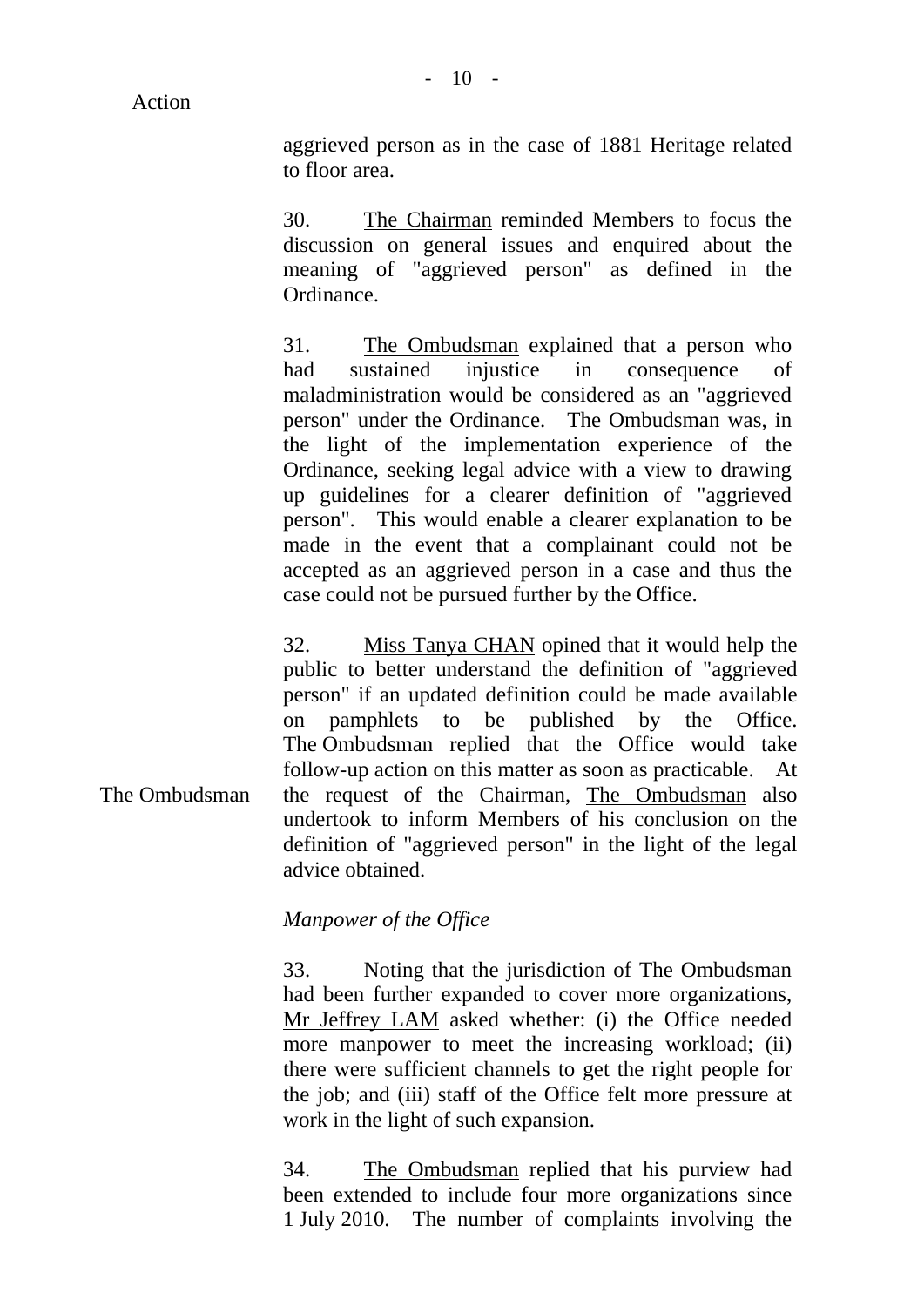Action

aggrieved person as in the case of 1881 Heritage related to floor area.

30. The Chairman reminded Members to focus the discussion on general issues and enquired about the meaning of "aggrieved person" as defined in the Ordinance.

31. The Ombudsman explained that a person who had sustained injustice in consequence of maladministration would be considered as an "aggrieved person" under the Ordinance. The Ombudsman was, in the light of the implementation experience of the Ordinance, seeking legal advice with a view to drawing up guidelines for a clearer definition of "aggrieved person". This would enable a clearer explanation to be made in the event that a complainant could not be accepted as an aggrieved person in a case and thus the case could not be pursued further by the Office.

32. Miss Tanya CHAN opined that it would help the public to better understand the definition of "aggrieved person" if an updated definition could be made available on pamphlets to be published by the Office. The Ombudsman replied that the Office would take follow-up action on this matter as soon as practicable. At the request of the Chairman, The Ombudsman also undertook to inform Members of his conclusion on the definition of "aggrieved person" in the light of the legal advice obtained.

The Ombudsman

*Manpower of the Office*

33. Noting that the jurisdiction of The Ombudsman had been further expanded to cover more organizations, Mr Jeffrey LAM asked whether: (i) the Office needed more manpower to meet the increasing workload; (ii) there were sufficient channels to get the right people for the job; and (iii) staff of the Office felt more pressure at work in the light of such expansion.

34. The Ombudsman replied that his purview had been extended to include four more organizations since 1 July 2010. The number of complaints involving the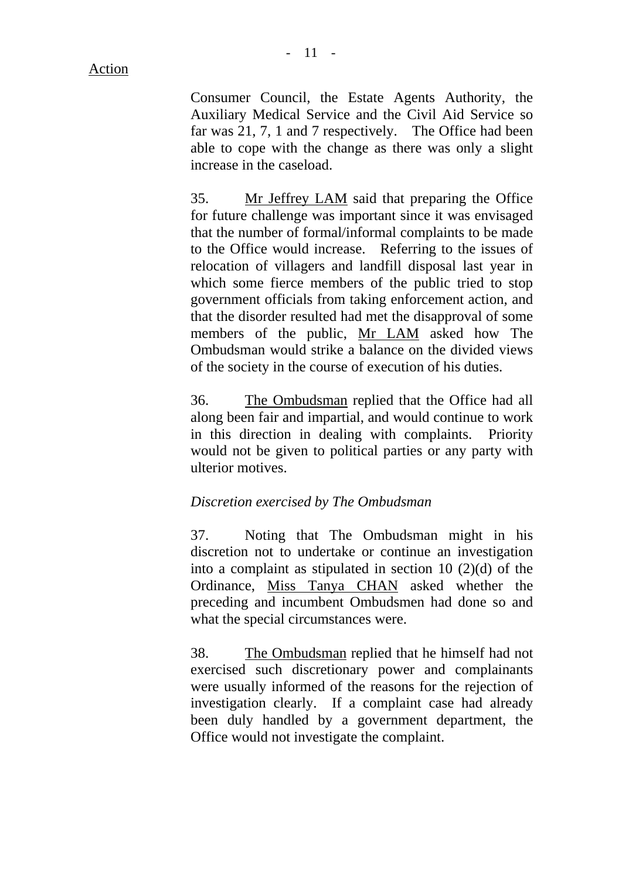Action

Consumer Council, the Estate Agents Authority, the Auxiliary Medical Service and the Civil Aid Service so far was 21, 7, 1 and 7 respectively. The Office had been able to cope with the change as there was only a slight increase in the caseload.

35. Mr Jeffrey LAM said that preparing the Office for future challenge was important since it was envisaged that the number of formal/informal complaints to be made to the Office would increase. Referring to the issues of relocation of villagers and landfill disposal last year in which some fierce members of the public tried to stop government officials from taking enforcement action, and that the disorder resulted had met the disapproval of some members of the public, Mr LAM asked how The Ombudsman would strike a balance on the divided views of the society in the course of execution of his duties.

36. The Ombudsman replied that the Office had all along been fair and impartial, and would continue to work in this direction in dealing with complaints. Priority would not be given to political parties or any party with ulterior motives.

*Discretion exercised by The Ombudsman*

37. Noting that The Ombudsman might in his discretion not to undertake or continue an investigation into a complaint as stipulated in section 10 (2)(d) of the Ordinance, Miss Tanya CHAN asked whether the preceding and incumbent Ombudsmen had done so and what the special circumstances were.

38. The Ombudsman replied that he himself had not exercised such discretionary power and complainants were usually informed of the reasons for the rejection of investigation clearly. If a complaint case had already been duly handled by a government department, the Office would not investigate the complaint.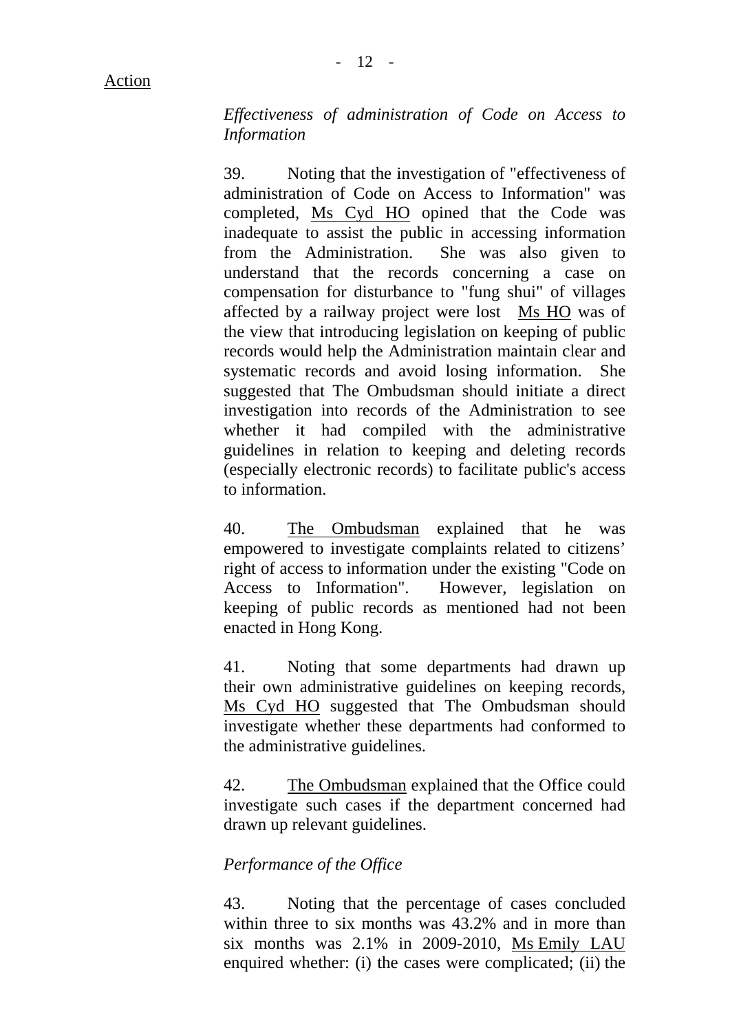Action

*Effectiveness of administration of Code on Access to Information*

39. Noting that the investigation of "effectiveness of administration of Code on Access to Information" was completed, Ms Cyd HO opined that the Code was inadequate to assist the public in accessing information from the Administration. She was also given to understand that the records concerning a case on compensation for disturbance to "fung shui" of villages affected by a railway project were lost Ms HO was of the view that introducing legislation on keeping of public records would help the Administration maintain clear and systematic records and avoid losing information. She suggested that The Ombudsman should initiate a direct investigation into records of the Administration to see whether it had compiled with the administrative guidelines in relation to keeping and deleting records (especially electronic records) to facilitate public's access to information.

40. The Ombudsman explained that he was empowered to investigate complaints related to citizens' right of access to information under the existing "Code on Access to Information". However, legislation on keeping of public records as mentioned had not been enacted in Hong Kong.

41. Noting that some departments had drawn up their own administrative guidelines on keeping records, Ms Cyd HO suggested that The Ombudsman should investigate whether these departments had conformed to the administrative guidelines.

42. The Ombudsman explained that the Office could investigate such cases if the department concerned had drawn up relevant guidelines.

*Performance of the Office*

43. Noting that the percentage of cases concluded within three to six months was 43.2% and in more than six months was 2.1% in 2009-2010, Ms Emily LAU enquired whether: (i) the cases were complicated; (ii) the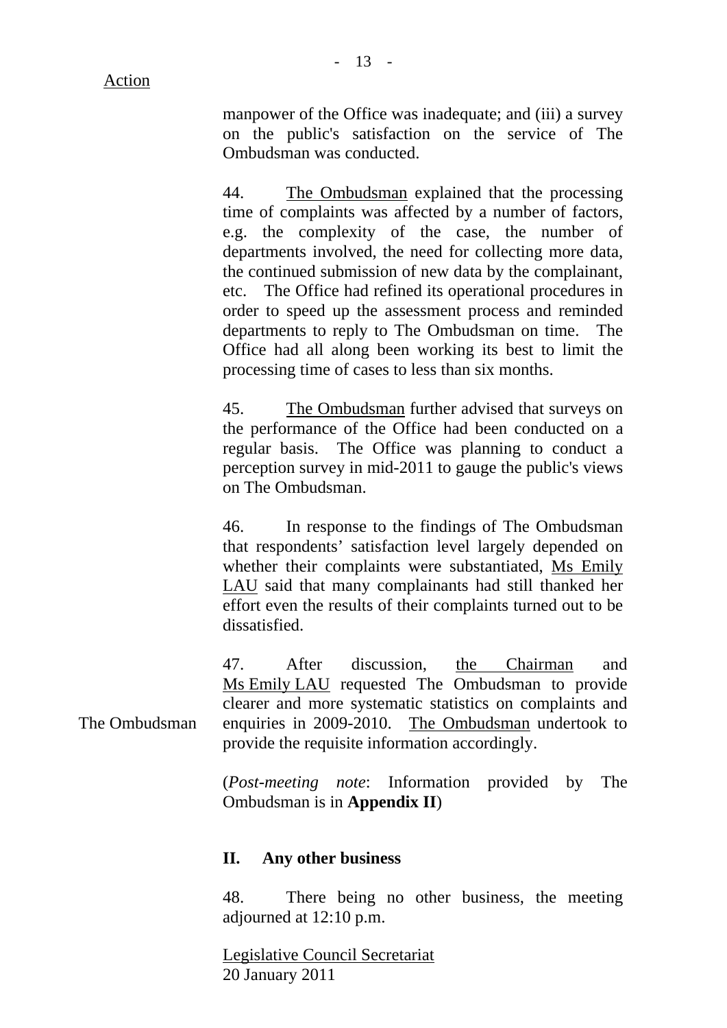Action

manpower of the Office was inadequate; and (iii) a survey on the public's satisfaction on the service of The Ombudsman was conducted.

44. The Ombudsman explained that the processing time of complaints was affected by a number of factors, e.g. the complexity of the case, the number of departments involved, the need for collecting more data, the continued submission of new data by the complainant, etc. The Office had refined its operational procedures in order to speed up the assessment process and reminded departments to reply to The Ombudsman on time. The Office had all along been working its best to limit the processing time of cases to less than six months.

45. The Ombudsman further advised that surveys on the performance of the Office had been conducted on a regular basis. The Office was planning to conduct a perception survey in mid-2011 to gauge the public's views on The Ombudsman.

46. In response to the findings of The Ombudsman that respondents' satisfaction level largely depended on whether their complaints were substantiated, Ms Emily LAU said that many complainants had still thanked her effort even the results of their complaints turned out to be dissatisfied.

47. After discussion, the Chairman and Ms Emily LAU requested The Ombudsman to provide clearer and more systematic statistics on complaints and enquiries in 2009-2010. The Ombudsman undertook to provide the requisite information accordingly.

The Ombudsman

(*Post-meeting note*: Information provided by The Ombudsman is in **Appendix II**)

## II. Any other business

48. There being no other business, the meeting adjourned at 12:10 p.m.

Legislative Council Secretariat
20 January 2011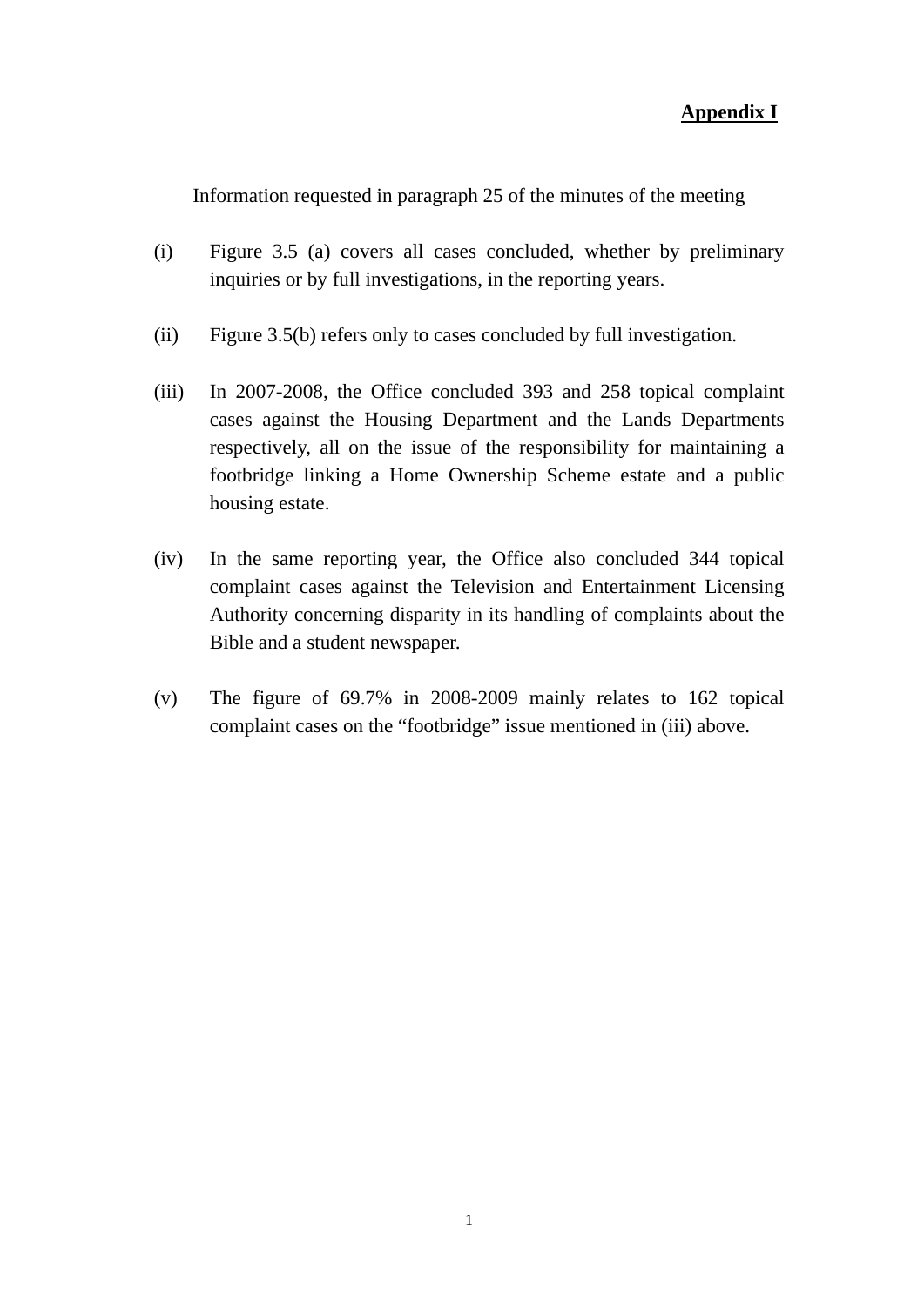**Appendix I**

Information requested in paragraph 25 of the minutes of the meeting

(i) Figure 3.5 (a) covers all cases concluded, whether by preliminary inquiries or by full investigations, in the reporting years.

(ii) Figure 3.5(b) refers only to cases concluded by full investigation.

(iii) In 2007-2008, the Office concluded 393 and 258 topical complaint cases against the Housing Department and the Lands Departments respectively, all on the issue of the responsibility for maintaining a footbridge linking a Home Ownership Scheme estate and a public housing estate.

(iv) In the same reporting year, the Office also concluded 344 topical complaint cases against the Television and Entertainment Licensing Authority concerning disparity in its handling of complaints about the Bible and a student newspaper.

(v) The figure of 69.7% in 2008-2009 mainly relates to 162 topical complaint cases on the “footbridge” issue mentioned in (iii) above.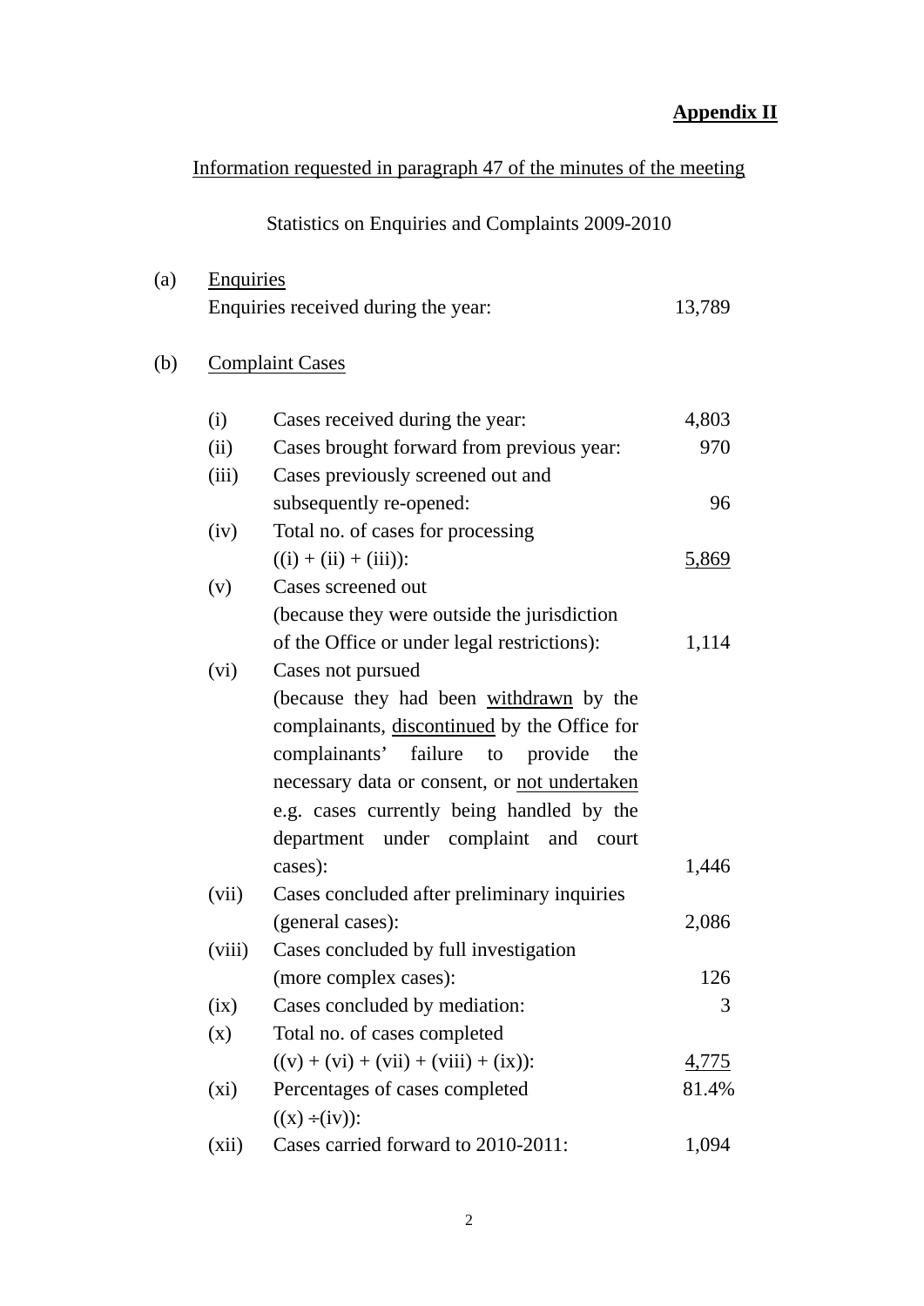**Appendix II**

Information requested in paragraph 47 of the minutes of the meeting

Statistics on Enquiries and Complaints 2009-2010

(a) Enquiries

| | | |
|---|---|---|
| | Enquiries received during the year: | 13,789 |

(b) Complaint Cases

| | | |
|---|---|---|
| (i) | Cases received during the year: | 4,803 |
| (ii) | Cases brought forward from previous year: | 970 |
| (iii) | Cases previously screened out and subsequently re-opened: | 96 |
| (iv) | Total no. of cases for processing ((i) + (ii) + (iii)): | 5,869 |
| (v) | Cases screened out (because they were outside the jurisdiction of the Office or under legal restrictions): | 1,114 |
| (vi) | Cases not pursued (because they had been withdrawn by the complainants, discontinued by the Office for complainants' failure to provide the necessary data or consent, or not undertaken e.g. cases currently being handled by the department under complaint and court cases): | 1,446 |
| (vii) | Cases concluded after preliminary inquiries (general cases): | 2,086 |
| (viii) | Cases concluded by full investigation (more complex cases): | 126 |
| (ix) | Cases concluded by mediation: | 3 |
| (x) | Total no. of cases completed ((v) + (vi) + (vii) + (viii) + (ix)): | 4,775 |
| (xi) | Percentages of cases completed ((x) ÷(iv)): | 81.4% |
| (xii) | Cases carried forward to 2010-2011: | 1,094 |